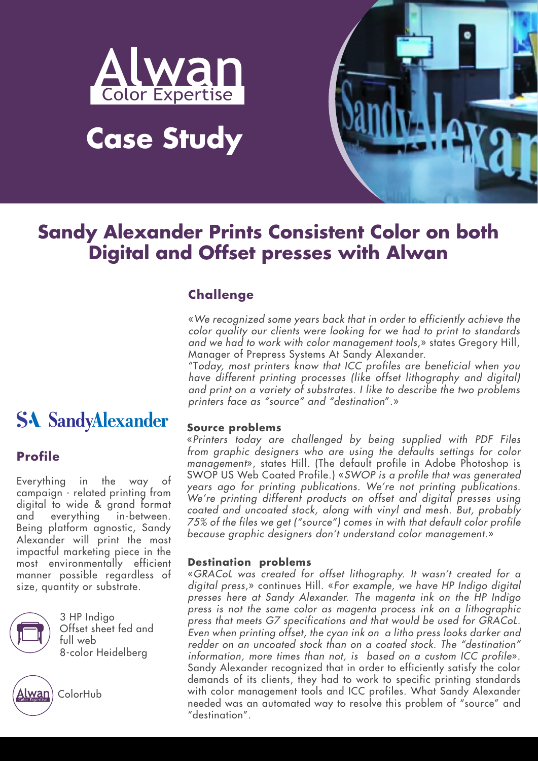# Alwan Color Expertise

# Case Study

## Sandy Alexander Prints Consistent Color on both Digital and Offset presses with Alwan

**SA SandyAlexander**

### Profile

Everything in the way of campaign - related printing from digital to wide & grand format and everything in-between. Being platform agnostic, Sandy Alexander will print the most impactful marketing piece in the most environmentally efficient manner possible regardless of size, quantity or substrate.

3 HP Indigo
Offset sheet fed and full web
8-color Heidelberg

ColorHub

### Challenge

«*We recognized some years back that in order to efficiently achieve the color quality our clients were looking for we had to print to standards and we had to work with color management tools*,» states Gregory Hill, Manager of Prepress Systems At Sandy Alexander.
"*Today, most printers know that ICC profiles are beneficial when you have different printing processes (like offset lithography and digital) and print on a variety of substrates. I like to describe the two problems printers face as "source" and "destination"*.»

#### Source problems

«*Printers today are challenged by being supplied with PDF Files from graphic designers who are using the defaults settings for color management*», states Hill. (The default profile in Adobe Photoshop is SWOP US Web Coated Profile.) «*SWOP is a profile that was generated years ago for printing publications. We're not printing publications. We're printing different products on offset and digital presses using coated and uncoated stock, along with vinyl and mesh. But, probably 75% of the files we get ("source") comes in with that default color profile because graphic designers don't understand color management.*»

#### Destination problems

«*GRACoL was created for offset lithography. It wasn't created for a digital press*,» continues Hill. «*For example, we have HP Indigo digital presses here at Sandy Alexander. The magenta ink on the HP Indigo press is not the same color as magenta process ink on a lithographic press that meets G7 specifications and that would be used for GRACoL. Even when printing offset, the cyan ink on a litho press looks darker and redder on an uncoated stock than on a coated stock. The "destination" information, more times than not, is based on a custom ICC profile*». Sandy Alexander recognized that in order to efficiently satisfy the color demands of its clients, they had to work to specific printing standards with color management tools and ICC profiles. What Sandy Alexander needed was an automated way to resolve this problem of "source" and "destination".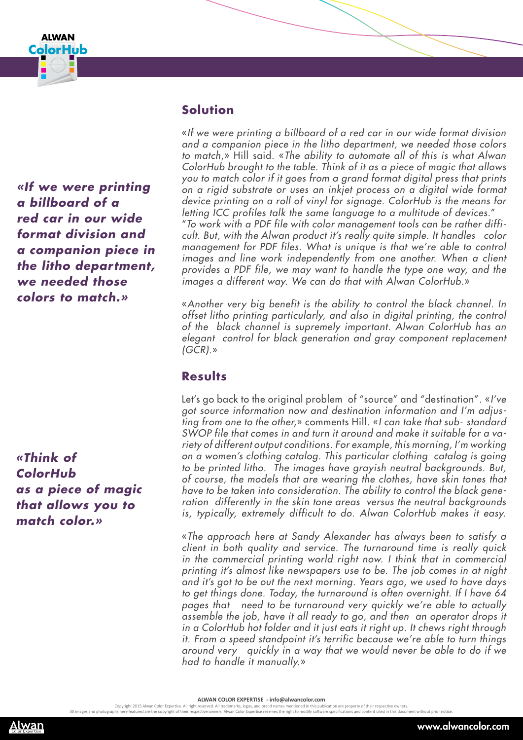## Solution

«*If we were printing a billboard of a red car in our wide format division and a companion piece in the litho department, we needed those colors to match,*» Hill said. «*The ability to automate all of this is what Alwan ColorHub brought to the table. Think of it as a piece of magic that allows you to match color if it goes from a grand format digital press that prints on a rigid substrate or uses an inkjet process on a digital wide format device printing on a roll of vinyl for signage. ColorHub is the means for letting ICC profiles talk the same language to a multitude of devices." "To work with a PDF file with color management tools can be rather difficult. But, with the Alwan product it's really quite simple. It handles color management for PDF files. What is unique is that we're able to control images and line work independently from one another. When a client provides a PDF file, we may want to handle the type one way, and the images a different way. We can do that with Alwan ColorHub.*»

***«If we were printing a billboard of a red car in our wide format division and a companion piece in the litho department, we needed those colors to match.»***

«*Another very big benefit is the ability to control the black channel. In offset litho printing particularly, and also in digital printing, the control of the black channel is supremely important. Alwan ColorHub has an elegant control for black generation and gray component replacement (GCR).*»

## Results

Let's go back to the original problem of "source" and "destination". «*I've got source information now and destination information and I'm adjusting from one to the other,*» comments Hill. «*I can take that sub- standard SWOP file that comes in and turn it around and make it suitable for a variety of different output conditions. For example, this morning, I'm working on a women's clothing catalog. This particular clothing catalog is going to be printed litho. The images have grayish neutral backgrounds. But, of course, the models that are wearing the clothes, have skin tones that have to be taken into consideration. The ability to control the black generation differently in the skin tone areas versus the neutral backgrounds is, typically, extremely difficult to do. Alwan ColorHub makes it easy.*

***«Think of ColorHub as a piece of magic that allows you to match color.»***

«*The approach here at Sandy Alexander has always been to satisfy a client in both quality and service. The turnaround time is really quick in the commercial printing world right now. I think that in commercial printing it's almost like newspapers use to be. The job comes in at night and it's got to be out the next morning. Years ago, we used to have days to get things done. Today, the turnaround is often overnight. If I have 64 pages that need to be turnaround very quickly we're able to actually assemble the job, have it all ready to go, and then an operator drops it in a ColorHub hot folder and it just eats it right up. It chews right through it. From a speed standpoint it's terrific because we're able to turn things around very quickly in a way that we would never be able to do if we had to handle it manually.*»

**ALWAN COLOR EXPERTISE - info@alwancolor.com**

Copyright 2015 Alwan Color Expertise. All right reserved. All trademarks, logos, and brand names mentioned in this publication are property of their respective owners.
All images and photographs here featured are the copyright of their respective owners. Alwan Color Expertise reserves the right to modify software specifications and content cited in this document without prior notice.

www.alwancolor.com